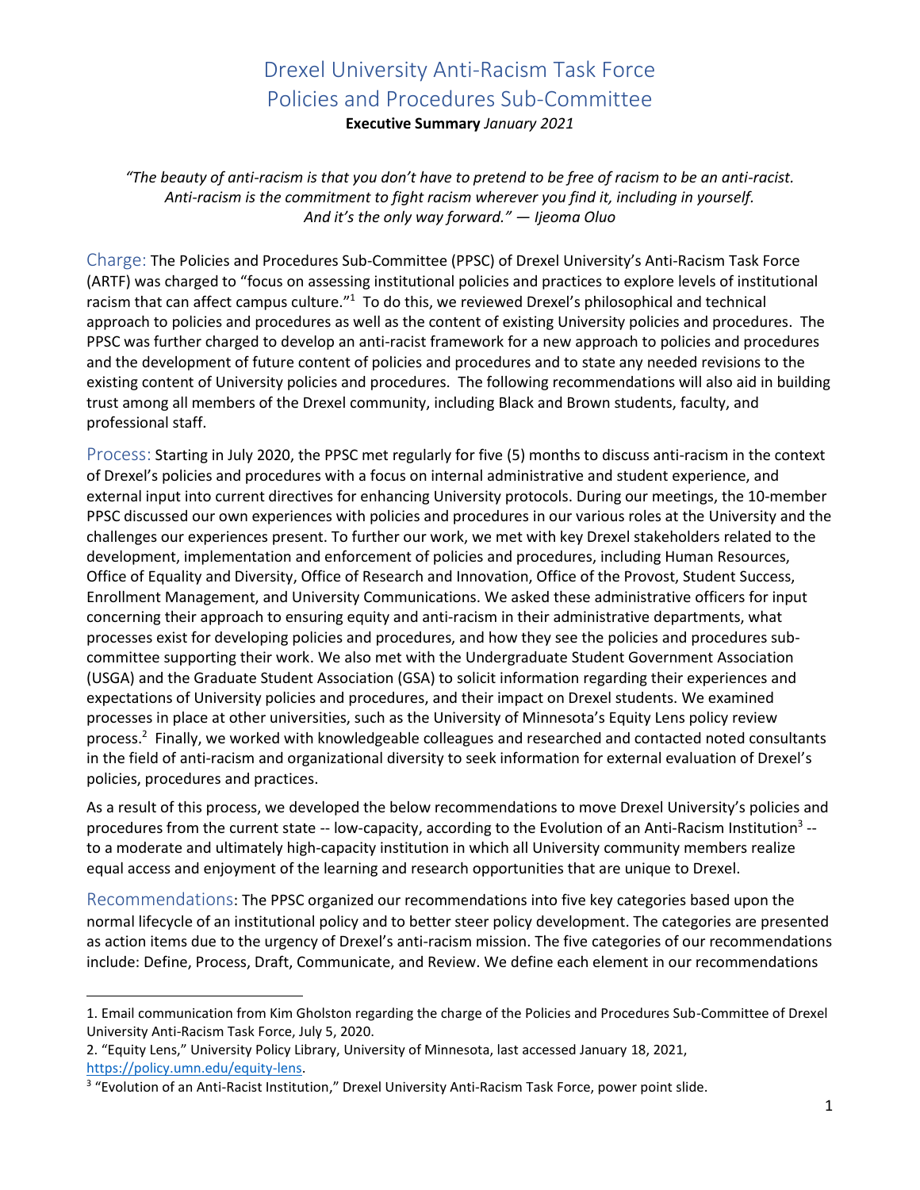# Drexel University Anti-Racism Task Force
# Policies and Procedures Sub-Committee

**Executive Summary** *January 2021*

*"The beauty of anti-racism is that you don't have to pretend to be free of racism to be an anti-racist. Anti-racism is the commitment to fight racism wherever you find it, including in yourself. And it's the only way forward." — Ijeoma Oluo*

## Charge:

The Policies and Procedures Sub-Committee (PPSC) of Drexel University's Anti-Racism Task Force (ARTF) was charged to "focus on assessing institutional policies and practices to explore levels of institutional racism that can affect campus culture."[1] To do this, we reviewed Drexel's philosophical and technical approach to policies and procedures as well as the content of existing University policies and procedures. The PPSC was further charged to develop an anti-racist framework for a new approach to policies and procedures and the development of future content of policies and procedures and to state any needed revisions to the existing content of University policies and procedures. The following recommendations will also aid in building trust among all members of the Drexel community, including Black and Brown students, faculty, and professional staff.

## Process:

Starting in July 2020, the PPSC met regularly for five (5) months to discuss anti-racism in the context of Drexel's policies and procedures with a focus on internal administrative and student experience, and external input into current directives for enhancing University protocols. During our meetings, the 10-member PPSC discussed our own experiences with policies and procedures in our various roles at the University and the challenges our experiences present. To further our work, we met with key Drexel stakeholders related to the development, implementation and enforcement of policies and procedures, including Human Resources, Office of Equality and Diversity, Office of Research and Innovation, Office of the Provost, Student Success, Enrollment Management, and University Communications. We asked these administrative officers for input concerning their approach to ensuring equity and anti-racism in their administrative departments, what processes exist for developing policies and procedures, and how they see the policies and procedures sub-committee supporting their work. We also met with the Undergraduate Student Government Association (USGA) and the Graduate Student Association (GSA) to solicit information regarding their experiences and expectations of University policies and procedures, and their impact on Drexel students. We examined processes in place at other universities, such as the University of Minnesota's Equity Lens policy review process.[2] Finally, we worked with knowledgeable colleagues and researched and contacted noted consultants in the field of anti-racism and organizational diversity to seek information for external evaluation of Drexel's policies, procedures and practices.

As a result of this process, we developed the below recommendations to move Drexel University's policies and procedures from the current state -- low-capacity, according to the Evolution of an Anti-Racism Institution[3] -- to a moderate and ultimately high-capacity institution in which all University community members realize equal access and enjoyment of the learning and research opportunities that are unique to Drexel.

## Recommendations:

The PPSC organized our recommendations into five key categories based upon the normal lifecycle of an institutional policy and to better steer policy development. The categories are presented as action items due to the urgency of Drexel's anti-racism mission. The five categories of our recommendations include: Define, Process, Draft, Communicate, and Review. We define each element in our recommendations

---

1. Email communication from Kim Gholston regarding the charge of the Policies and Procedures Sub-Committee of Drexel University Anti-Racism Task Force, July 5, 2020.
2. "Equity Lens," University Policy Library, University of Minnesota, last accessed January 18, 2021, https://policy.umn.edu/equity-lens.
3. "Evolution of an Anti-Racist Institution," Drexel University Anti-Racism Task Force, power point slide.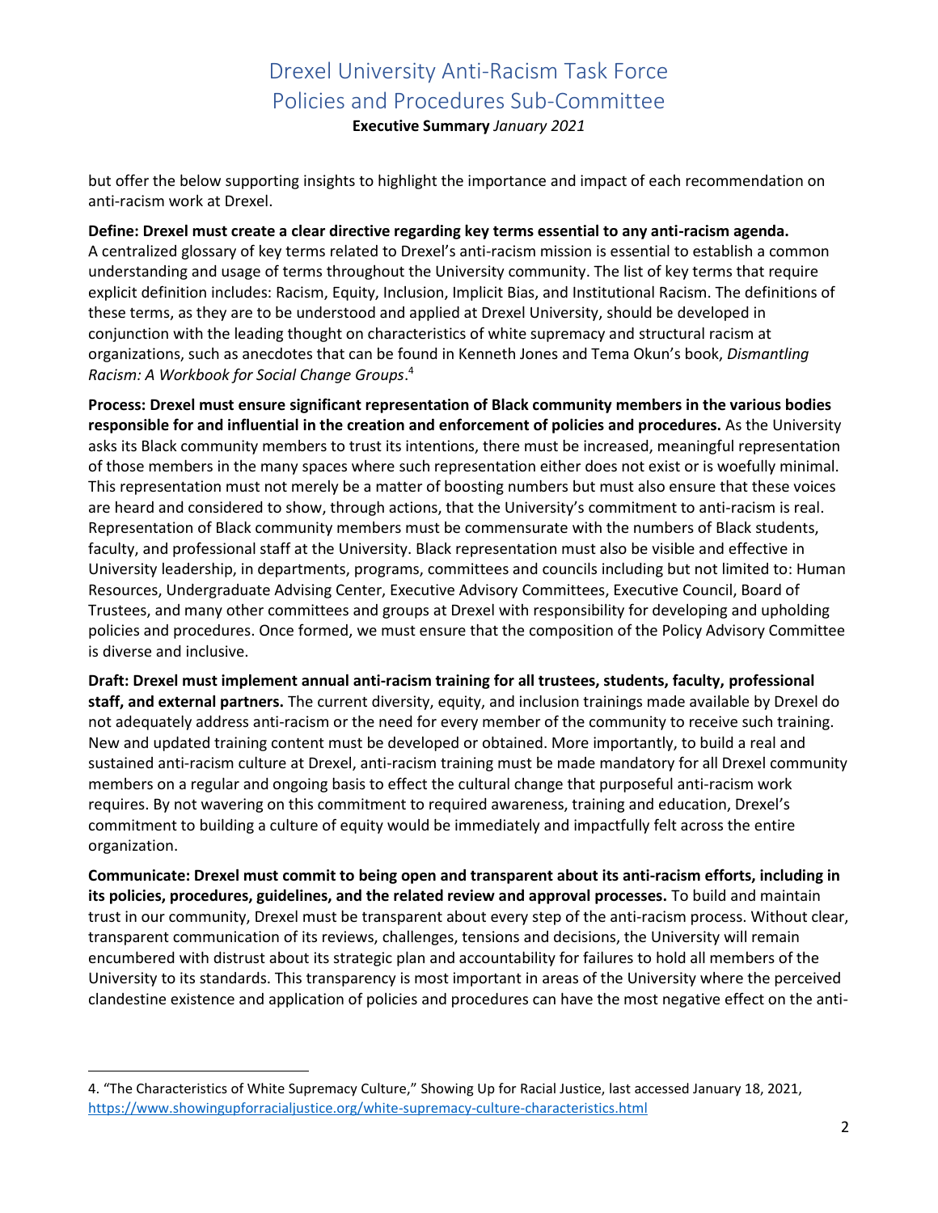but offer the below supporting insights to highlight the importance and impact of each recommendation on anti-racism work at Drexel.

**Define: Drexel must create a clear directive regarding key terms essential to any anti-racism agenda.** A centralized glossary of key terms related to Drexel's anti-racism mission is essential to establish a common understanding and usage of terms throughout the University community. The list of key terms that require explicit definition includes: Racism, Equity, Inclusion, Implicit Bias, and Institutional Racism. The definitions of these terms, as they are to be understood and applied at Drexel University, should be developed in conjunction with the leading thought on characteristics of white supremacy and structural racism at organizations, such as anecdotes that can be found in Kenneth Jones and Tema Okun's book, *Dismantling Racism: A Workbook for Social Change Groups*.[4]

**Process: Drexel must ensure significant representation of Black community members in the various bodies responsible for and influential in the creation and enforcement of policies and procedures.** As the University asks its Black community members to trust its intentions, there must be increased, meaningful representation of those members in the many spaces where such representation either does not exist or is woefully minimal. This representation must not merely be a matter of boosting numbers but must also ensure that these voices are heard and considered to show, through actions, that the University's commitment to anti-racism is real. Representation of Black community members must be commensurate with the numbers of Black students, faculty, and professional staff at the University. Black representation must also be visible and effective in University leadership, in departments, programs, committees and councils including but not limited to: Human Resources, Undergraduate Advising Center, Executive Advisory Committees, Executive Council, Board of Trustees, and many other committees and groups at Drexel with responsibility for developing and upholding policies and procedures. Once formed, we must ensure that the composition of the Policy Advisory Committee is diverse and inclusive.

**Draft: Drexel must implement annual anti-racism training for all trustees, students, faculty, professional staff, and external partners.** The current diversity, equity, and inclusion trainings made available by Drexel do not adequately address anti-racism or the need for every member of the community to receive such training. New and updated training content must be developed or obtained. More importantly, to build a real and sustained anti-racism culture at Drexel, anti-racism training must be made mandatory for all Drexel community members on a regular and ongoing basis to effect the cultural change that purposeful anti-racism work requires. By not wavering on this commitment to required awareness, training and education, Drexel's commitment to building a culture of equity would be immediately and impactfully felt across the entire organization.

**Communicate: Drexel must commit to being open and transparent about its anti-racism efforts, including in its policies, procedures, guidelines, and the related review and approval processes.** To build and maintain trust in our community, Drexel must be transparent about every step of the anti-racism process. Without clear, transparent communication of its reviews, challenges, tensions and decisions, the University will remain encumbered with distrust about its strategic plan and accountability for failures to hold all members of the University to its standards. This transparency is most important in areas of the University where the perceived clandestine existence and application of policies and procedures can have the most negative effect on the anti-

---

4. "The Characteristics of White Supremacy Culture," Showing Up for Racial Justice, last accessed January 18, 2021, https://www.showingupforracialjustice.org/white-supremacy-culture-characteristics.html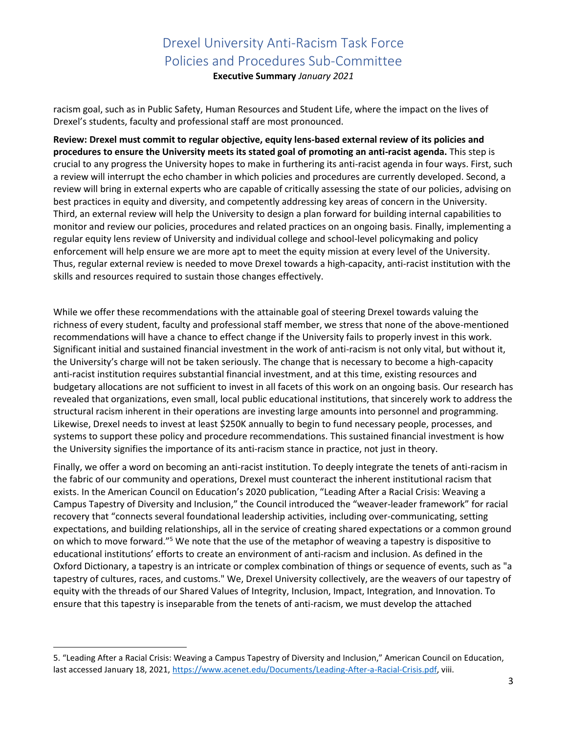racism goal, such as in Public Safety, Human Resources and Student Life, where the impact on the lives of Drexel's students, faculty and professional staff are most pronounced.

**Review: Drexel must commit to regular objective, equity lens-based external review of its policies and procedures to ensure the University meets its stated goal of promoting an anti-racist agenda.** This step is crucial to any progress the University hopes to make in furthering its anti-racist agenda in four ways. First, such a review will interrupt the echo chamber in which policies and procedures are currently developed. Second, a review will bring in external experts who are capable of critically assessing the state of our policies, advising on best practices in equity and diversity, and competently addressing key areas of concern in the University. Third, an external review will help the University to design a plan forward for building internal capabilities to monitor and review our policies, procedures and related practices on an ongoing basis. Finally, implementing a regular equity lens review of University and individual college and school-level policymaking and policy enforcement will help ensure we are more apt to meet the equity mission at every level of the University. Thus, regular external review is needed to move Drexel towards a high-capacity, anti-racist institution with the skills and resources required to sustain those changes effectively.

While we offer these recommendations with the attainable goal of steering Drexel towards valuing the richness of every student, faculty and professional staff member, we stress that none of the above-mentioned recommendations will have a chance to effect change if the University fails to properly invest in this work. Significant initial and sustained financial investment in the work of anti-racism is not only vital, but without it, the University's charge will not be taken seriously. The change that is necessary to become a high-capacity anti-racist institution requires substantial financial investment, and at this time, existing resources and budgetary allocations are not sufficient to invest in all facets of this work on an ongoing basis. Our research has revealed that organizations, even small, local public educational institutions, that sincerely work to address the structural racism inherent in their operations are investing large amounts into personnel and programming. Likewise, Drexel needs to invest at least $250K annually to begin to fund necessary people, processes, and systems to support these policy and procedure recommendations. This sustained financial investment is how the University signifies the importance of its anti-racism stance in practice, not just in theory.

Finally, we offer a word on becoming an anti-racist institution. To deeply integrate the tenets of anti-racism in the fabric of our community and operations, Drexel must counteract the inherent institutional racism that exists. In the American Council on Education's 2020 publication, "Leading After a Racial Crisis: Weaving a Campus Tapestry of Diversity and Inclusion," the Council introduced the "weaver-leader framework" for racial recovery that "connects several foundational leadership activities, including over-communicating, setting expectations, and building relationships, all in the service of creating shared expectations or a common ground on which to move forward."[5] We note that the use of the metaphor of weaving a tapestry is dispositive to educational institutions' efforts to create an environment of anti-racism and inclusion. As defined in the Oxford Dictionary, a tapestry is an intricate or complex combination of things or sequence of events, such as "a tapestry of cultures, races, and customs." We, Drexel University collectively, are the weavers of our tapestry of equity with the threads of our Shared Values of Integrity, Inclusion, Impact, Integration, and Innovation. To ensure that this tapestry is inseparable from the tenets of anti-racism, we must develop the attached

---

5. "Leading After a Racial Crisis: Weaving a Campus Tapestry of Diversity and Inclusion," American Council on Education, last accessed January 18, 2021, https://www.acenet.edu/Documents/Leading-After-a-Racial-Crisis.pdf, viii.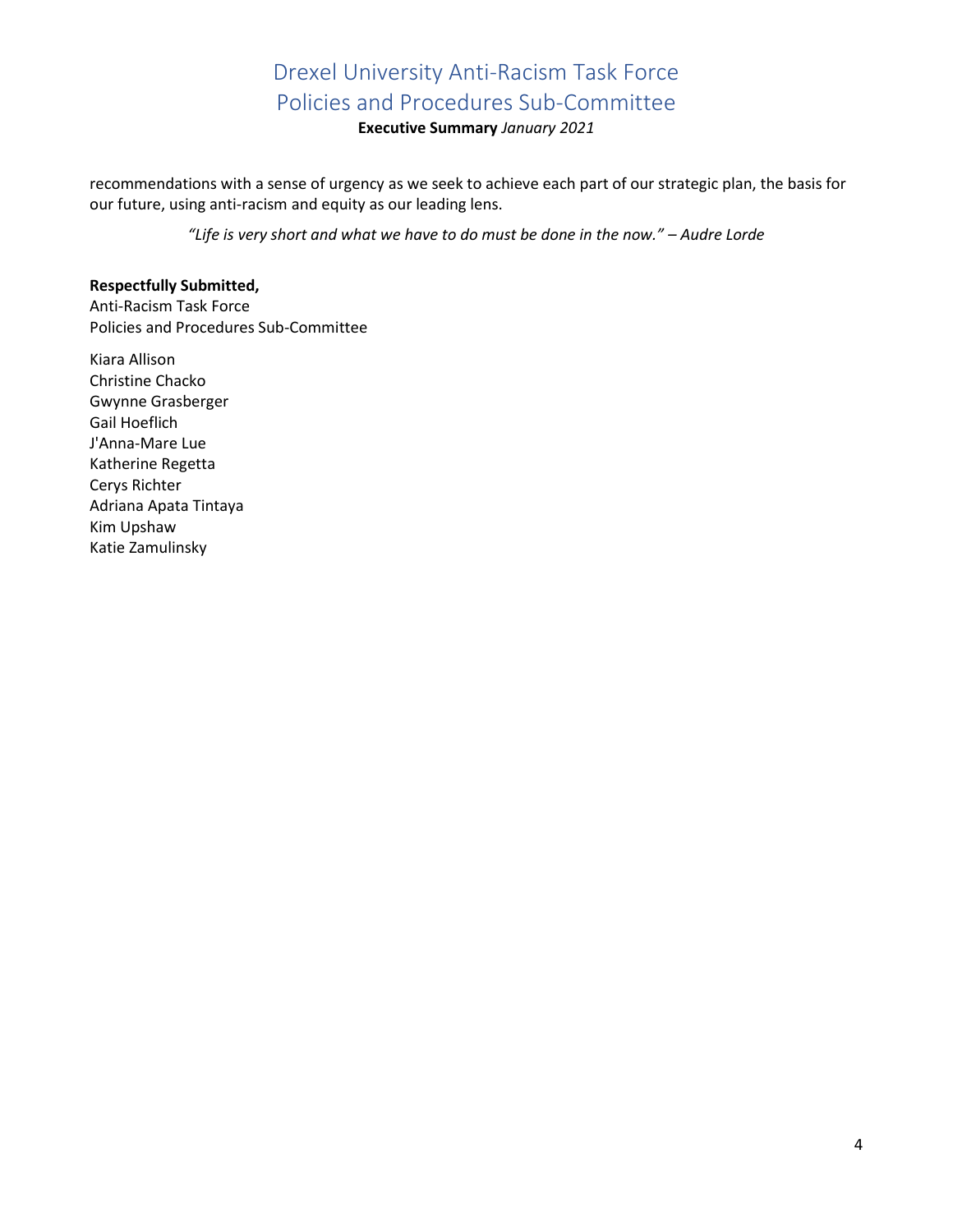recommendations with a sense of urgency as we seek to achieve each part of our strategic plan, the basis for our future, using anti-racism and equity as our leading lens.

*"Life is very short and what we have to do must be done in the now." – Audre Lorde*

**Respectfully Submitted,**
Anti-Racism Task Force
Policies and Procedures Sub-Committee

Kiara Allison
Christine Chacko
Gwynne Grasberger
Gail Hoeflich
J'Anna-Mare Lue
Katherine Regetta
Cerys Richter
Adriana Apata Tintaya
Kim Upshaw
Katie Zamulinsky